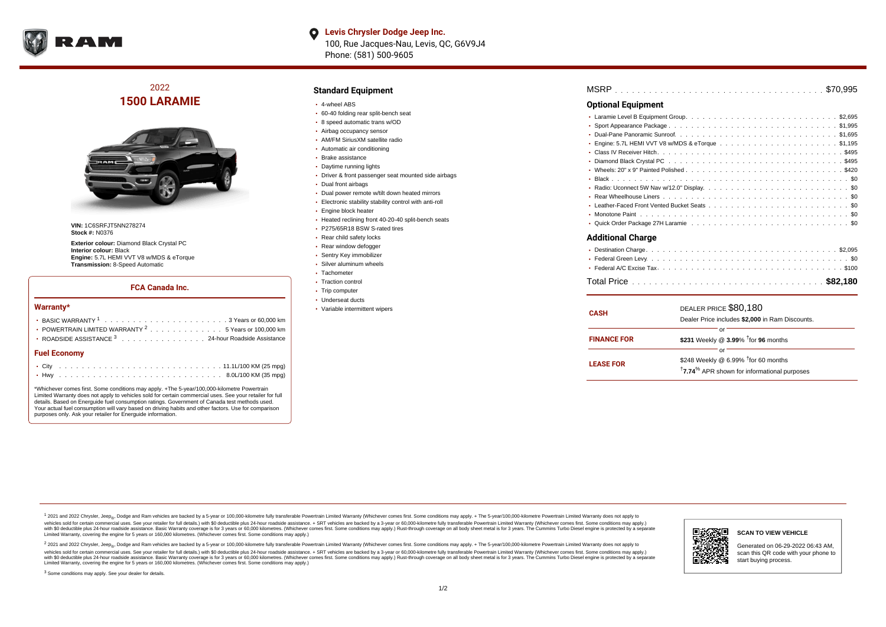**Levis Chrysler Dodge Jeep Inc.**
100, Rue Jacques-Nau, Levis, QC, G6V9J4
Phone: (581) 500-9605

## 2022
## 1500 LARAMIE

**VIN:** 1C6SRFJT5NN278274
**Stock #:** N0376

**Exterior colour:** Diamond Black Crystal PC
**Interior colour:** Black
**Engine:** 5.7L HEMI VVT V8 w/MDS & eTorque
**Transmission:** 8-Speed Automatic

### FCA Canada Inc.

#### Warranty*

- BASIC WARRANTY [1] . . . . . 3 Years or 60,000 km
- POWERTRAIN LIMITED WARRANTY [2] . . . . . 5 Years or 100,000 km
- ROADSIDE ASSISTANCE [3] . . . . . 24-hour Roadside Assistance

#### Fuel Economy

- City . . . . . 11.1L/100 KM (25 mpg)
- Hwy . . . . . 8.0L/100 KM (35 mpg)

*Whichever comes first. Some conditions may apply. +The 5-year/100,000-kilometre Powertrain Limited Warranty does not apply to vehicles sold for certain commercial uses. See your retailer for full details. Based on Energuide fuel consumption ratings. Government of Canada test methods used. Your actual fuel consumption will vary based on driving habits and other factors. Use for comparison purposes only. Ask your retailer for Energuide information.

### Standard Equipment

- 4-wheel ABS
- 60-40 folding rear split-bench seat
- 8 speed automatic trans w/OD
- Airbag occupancy sensor
- AM/FM SiriusXM satellite radio
- Automatic air conditioning
- Brake assistance
- Daytime running lights
- Driver & front passenger seat mounted side airbags
- Dual front airbags
- Dual power remote w/tilt down heated mirrors
- Electronic stability stability control with anti-roll
- Engine block heater
- Heated reclining front 40-20-40 split-bench seats
- P275/65R18 BSW S-rated tires
- Rear child safety locks
- Rear window defogger
- Sentry Key immobilizer
- Silver aluminum wheels
- Tachometer
- Traction control
- Trip computer
- Underseat ducts
- Variable intermittent wipers

MSRP . . . . . $70,995

### Optional Equipment

- Laramie Level B Equipment Group. . . . . $2,695
- Sport Appearance Package . . . . . $1,995
- Dual-Pane Panoramic Sunroof. . . . . $1,695
- Engine: 5.7L HEMI VVT V8 w/MDS & eTorque . . . . . $1,195
- Class IV Receiver Hitch. . . . . $495
- Diamond Black Crystal PC . . . . . $495
- Wheels: 20" x 9" Painted Polished . . . . . $420
- Black . . . . . $0
- Radio: Uconnect 5W Nav w/12.0" Display. . . . . $0
- Rear Wheelhouse Liners . . . . . $0
- Leather-Faced Front Vented Bucket Seats . . . . . $0
- Monotone Paint . . . . . $0
- Quick Order Package 27H Laramie . . . . . $0

### Additional Charge

- Destination Charge. . . . . $2,095
- Federal Green Levy. . . . . $0
- Federal A/C Excise Tax. . . . . $100

Total Price . . . . . **$82,180**

| | |
|---|---|
| **CASH** | DEALER PRICE $80,180<br>Dealer Price includes **$2,000** in Ram Discounts. |
| | or |
| **FINANCE FOR** | **$231** Weekly @ **3.99**% †for **96** months |
| | or |
| **LEASE FOR** | $248 Weekly @ 6.99% †for 60 months<br>†**7.74**% APR shown for informational purposes |

[1] 2021 and 2022 Chrysler, Jeep®, Dodge and Ram vehicles are backed by a 5-year or 100,000-kilometre fully transferable Powertrain Limited Warranty (Whichever comes first. Some conditions may apply. + The 5-year/100,000-kilometre Powertrain Limited Warranty does not apply to vehicles sold for certain commercial uses. See your retailer for full details.) with $0 deductible plus 24-hour roadside assistance. + SRT vehicles are backed by a 3-year or 60,000-kilometre fully transferable Powertrain Limited Warranty (Whichever comes first. Some conditions may apply.) with $0 deductible plus 24-hour roadside assistance. Basic Warranty coverage is for 3 years or 60,000 kilometres. (Whichever comes first. Some conditions may apply.) Rust-through coverage on all body sheet metal is for 3 years. The Cummins Turbo Diesel engine is protected by a separate Limited Warranty, covering the engine for 5 years or 160,000 kilometres. (Whichever comes first. Some conditions may apply.)

[2] 2021 and 2022 Chrysler, Jeep®, Dodge and Ram vehicles are backed by a 5-year or 100,000-kilometre fully transferable Powertrain Limited Warranty (Whichever comes first. Some conditions may apply. + The 5-year/100,000-kilometre Powertrain Limited Warranty does not apply to vehicles sold for certain commercial uses. See your retailer for full details.) with $0 deductible plus 24-hour roadside assistance. + SRT vehicles are backed by a 3-year or 60,000-kilometre fully transferable Powertrain Limited Warranty (Whichever comes first. Some conditions may apply.) with $0 deductible plus 24-hour roadside assistance. Basic Warranty coverage is for 3 years or 60,000 kilometres. (Whichever comes first. Some conditions may apply.) Rust-through coverage on all body sheet metal is for 3 years. The Cummins Turbo Diesel engine is protected by a separate Limited Warranty, covering the engine for 5 years or 160,000 kilometres. (Whichever comes first. Some conditions may apply.)

[3] Some conditions may apply. See your dealer for details.

**SCAN TO VIEW VEHICLE**

Generated on 06-29-2022 06:43 AM, scan this QR code with your phone to start buying process.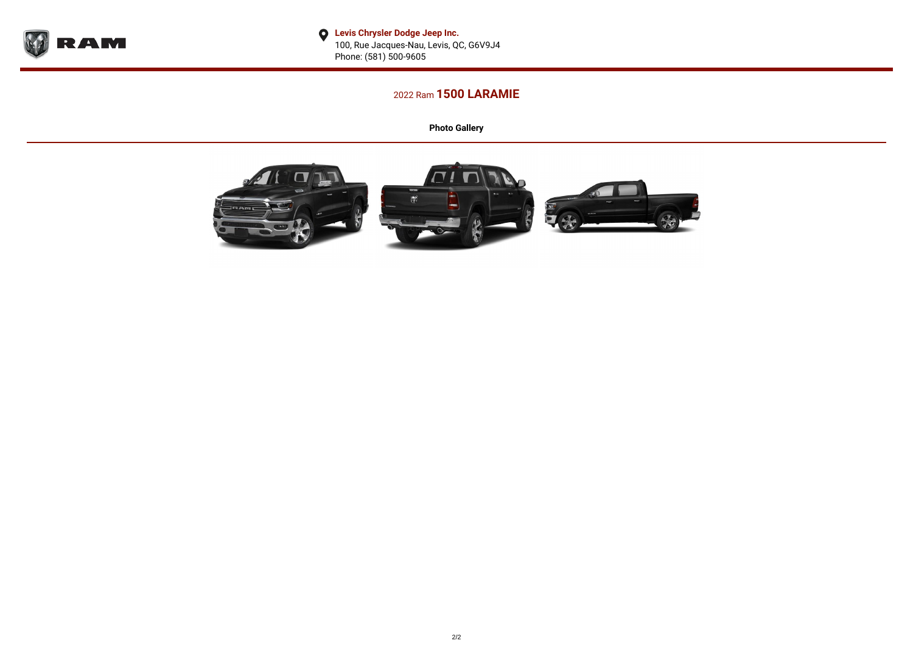**Levis Chrysler Dodge Jeep Inc.**
100, Rue Jacques-Nau, Levis, QC, G6V9J4
Phone: (581) 500-9605

# 2022 Ram **1500 LARAMIE**

**Photo Gallery**